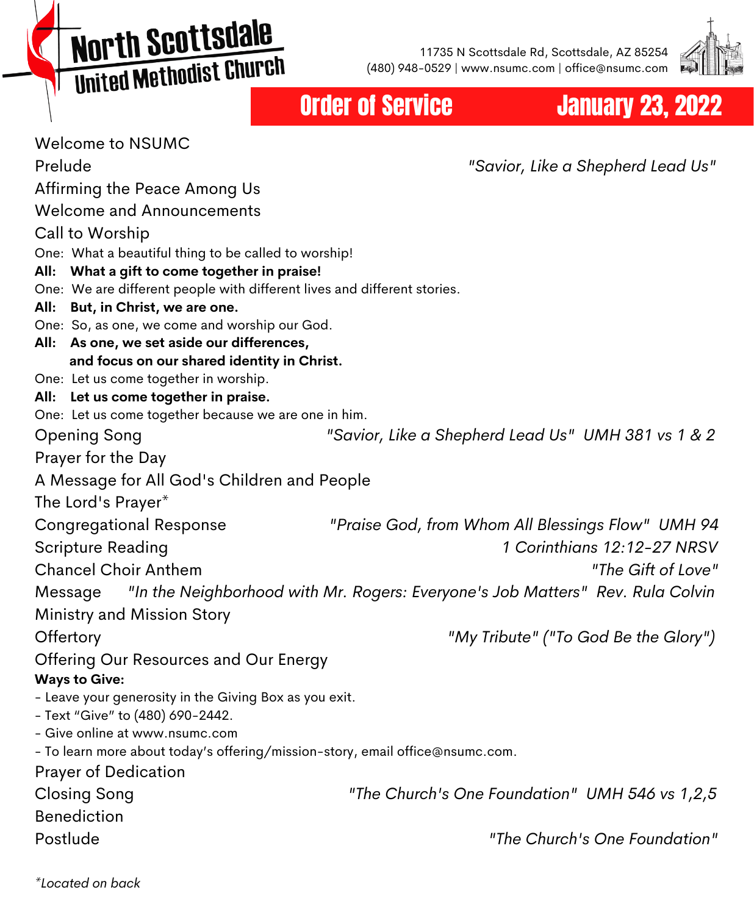# North Scottsdale United Methodist Church

11735 N Scottsdale Rd, Scottsdale, AZ 85254
(480) 948-0529 | www.nsumc.com | office@nsumc.com

## Order of Service — January 23, 2022

Welcome to NSUMC

Prelude — *"Savior, Like a Shepherd Lead Us"*

Affirming the Peace Among Us

Welcome and Announcements

Call to Worship

One: What a beautiful thing to be called to worship!
**All: What a gift to come together in praise!**
One: We are different people with different lives and different stories.
**All: But, in Christ, we are one.**
One: So, as one, we come and worship our God.
**All: As one, we set aside our differences, and focus on our shared identity in Christ.**
One: Let us come together in worship.
**All: Let us come together in praise.**
One: Let us come together because we are one in him.

Opening Song — *"Savior, Like a Shepherd Lead Us" UMH 381 vs 1 & 2*

Prayer for the Day

A Message for All God's Children and People

The Lord's Prayer*

Congregational Response — *"Praise God, from Whom All Blessings Flow" UMH 94*

Scripture Reading — *1 Corinthians 12:12-27 NRSV*

Chancel Choir Anthem — *"The Gift of Love"*

Message — *"In the Neighborhood with Mr. Rogers: Everyone's Job Matters" Rev. Rula Colvin*

Ministry and Mission Story

Offertory — *"My Tribute" ("To God Be the Glory")*

Offering Our Resources and Our Energy

**Ways to Give:**
- Leave your generosity in the Giving Box as you exit.
- Text "Give" to (480) 690-2442.
- Give online at www.nsumc.com
- To learn more about today's offering/mission-story, email office@nsumc.com.

Prayer of Dedication

Closing Song — *"The Church's One Foundation" UMH 546 vs 1,2,5*

Benediction

Postlude — *"The Church's One Foundation"*

*\*Located on back*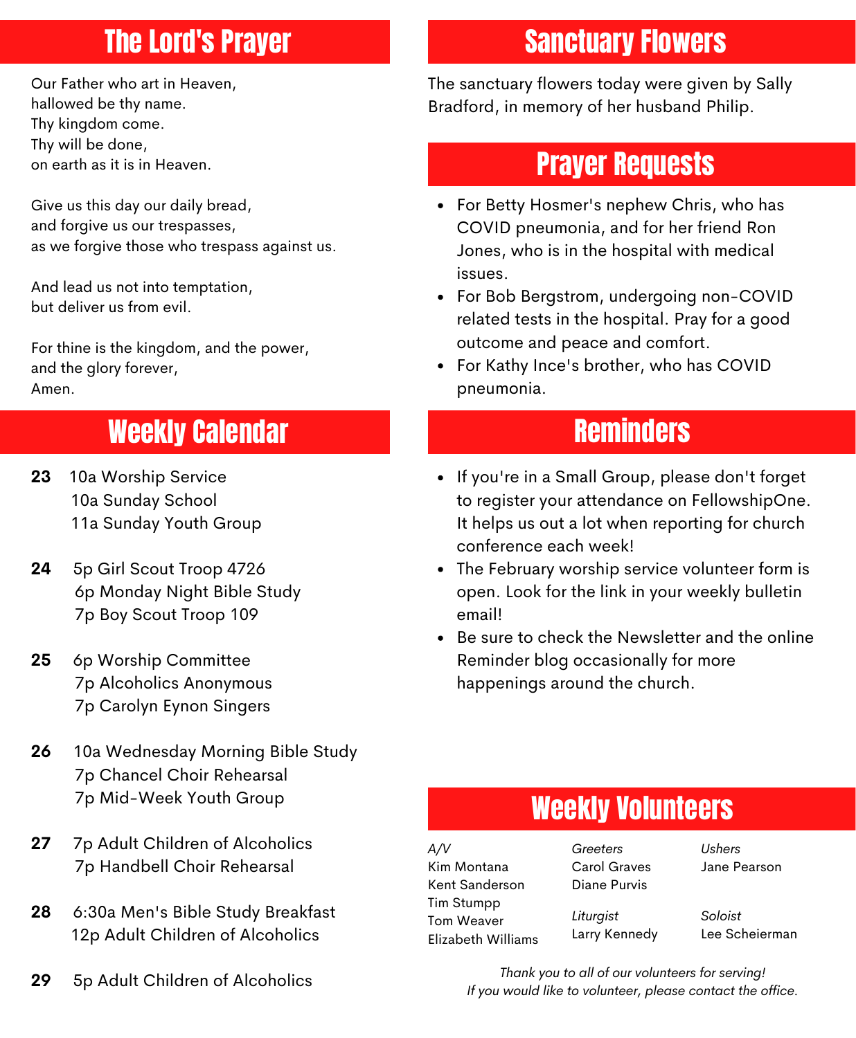## The Lord's Prayer

Our Father who art in Heaven,
hallowed be thy name.
Thy kingdom come.
Thy will be done,
on earth as it is in Heaven.

Give us this day our daily bread,
and forgive us our trespasses,
as we forgive those who trespass against us.

And lead us not into temptation,
but deliver us from evil.

For thine is the kingdom, and the power,
and the glory forever,
Amen.

## Weekly Calendar

**23** 10a Worship Service
10a Sunday School
11a Sunday Youth Group

**24** 5p Girl Scout Troop 4726
6p Monday Night Bible Study
7p Boy Scout Troop 109

**25** 6p Worship Committee
7p Alcoholics Anonymous
7p Carolyn Eynon Singers

**26** 10a Wednesday Morning Bible Study
7p Chancel Choir Rehearsal
7p Mid-Week Youth Group

**27** 7p Adult Children of Alcoholics
7p Handbell Choir Rehearsal

**28** 6:30a Men's Bible Study Breakfast
12p Adult Children of Alcoholics

**29** 5p Adult Children of Alcoholics

## Sanctuary Flowers

The sanctuary flowers today were given by Sally Bradford, in memory of her husband Philip.

## Prayer Requests

- For Betty Hosmer's nephew Chris, who has COVID pneumonia, and for her friend Ron Jones, who is in the hospital with medical issues.
- For Bob Bergstrom, undergoing non-COVID related tests in the hospital. Pray for a good outcome and peace and comfort.
- For Kathy Ince's brother, who has COVID pneumonia.

## Reminders

- If you're in a Small Group, please don't forget to register your attendance on FellowshipOne. It helps us out a lot when reporting for church conference each week!
- The February worship service volunteer form is open. Look for the link in your weekly bulletin email!
- Be sure to check the Newsletter and the online Reminder blog occasionally for more happenings around the church.

## Weekly Volunteers

*A/V*
Kim Montana
Kent Sanderson
Tim Stumpp
Tom Weaver
Elizabeth Williams

*Greeters*
Carol Graves
Diane Purvis

*Ushers*
Jane Pearson

*Liturgist*
Larry Kennedy

*Soloist*
Lee Scheierman

*Thank you to all of our volunteers for serving!*
*If you would like to volunteer, please contact the office.*